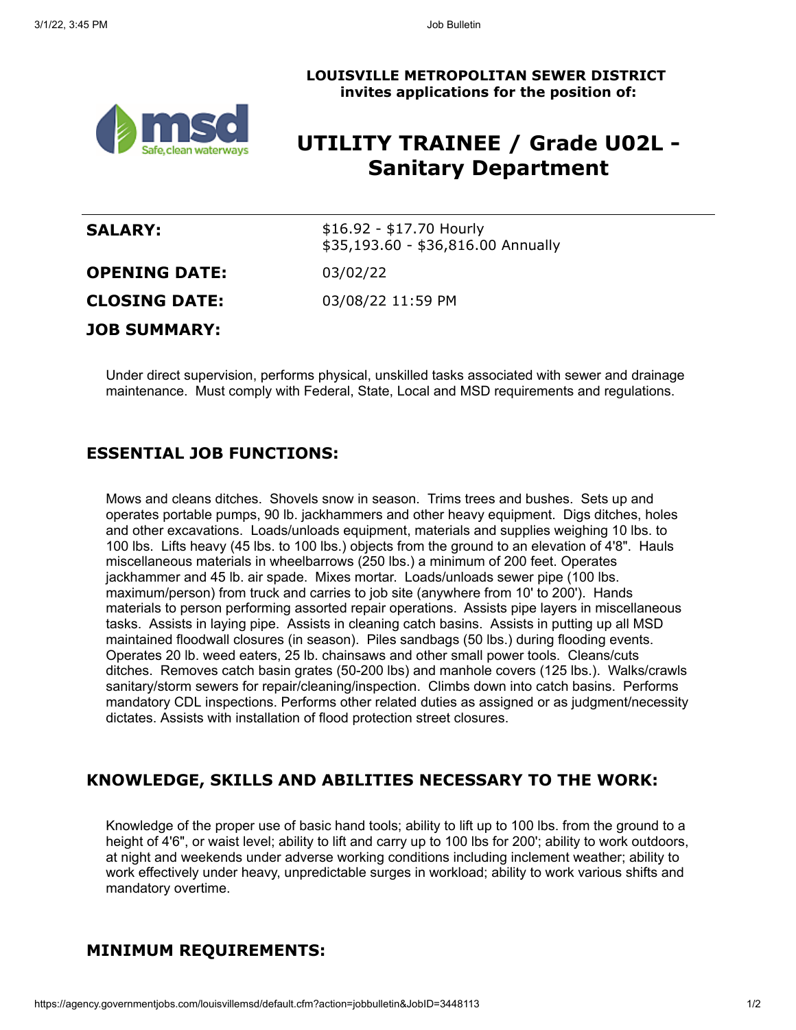**LOUISVILLE METROPOLITAN SEWER DISTRICT**
**invites applications for the position of:**

# UTILITY TRAINEE / Grade U02L - Sanitary Department

**SALARY:** $16.92 - $17.70 Hourly
$35,193.60 - $36,816.00 Annually

**OPENING DATE:** 03/02/22

**CLOSING DATE:** 03/08/22 11:59 PM

**JOB SUMMARY:**

Under direct supervision, performs physical, unskilled tasks associated with sewer and drainage maintenance. Must comply with Federal, State, Local and MSD requirements and regulations.

## ESSENTIAL JOB FUNCTIONS:

Mows and cleans ditches. Shovels snow in season. Trims trees and bushes. Sets up and operates portable pumps, 90 lb. jackhammers and other heavy equipment. Digs ditches, holes and other excavations. Loads/unloads equipment, materials and supplies weighing 10 lbs. to 100 lbs. Lifts heavy (45 lbs. to 100 lbs.) objects from the ground to an elevation of 4'8". Hauls miscellaneous materials in wheelbarrows (250 lbs.) a minimum of 200 feet. Operates jackhammer and 45 lb. air spade. Mixes mortar. Loads/unloads sewer pipe (100 lbs. maximum/person) from truck and carries to job site (anywhere from 10' to 200'). Hands materials to person performing assorted repair operations. Assists pipe layers in miscellaneous tasks. Assists in laying pipe. Assists in cleaning catch basins. Assists in putting up all MSD maintained floodwall closures (in season). Piles sandbags (50 lbs.) during flooding events. Operates 20 lb. weed eaters, 25 lb. chainsaws and other small power tools. Cleans/cuts ditches. Removes catch basin grates (50-200 lbs) and manhole covers (125 lbs.). Walks/crawls sanitary/storm sewers for repair/cleaning/inspection. Climbs down into catch basins. Performs mandatory CDL inspections. Performs other related duties as assigned or as judgment/necessity dictates. Assists with installation of flood protection street closures.

## KNOWLEDGE, SKILLS AND ABILITIES NECESSARY TO THE WORK:

Knowledge of the proper use of basic hand tools; ability to lift up to 100 lbs. from the ground to a height of 4'6", or waist level; ability to lift and carry up to 100 lbs for 200'; ability to work outdoors, at night and weekends under adverse working conditions including inclement weather; ability to work effectively under heavy, unpredictable surges in workload; ability to work various shifts and mandatory overtime.

## MINIMUM REQUIREMENTS: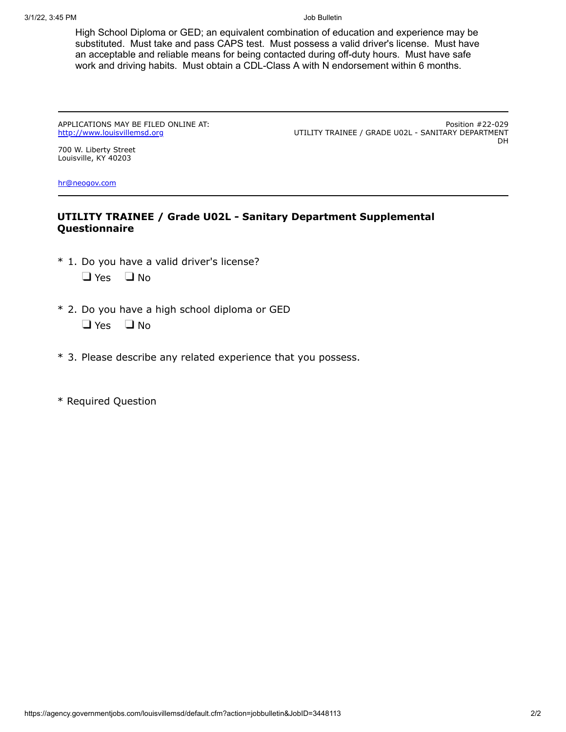High School Diploma or GED; an equivalent combination of education and experience may be substituted. Must take and pass CAPS test. Must possess a valid driver's license. Must have an acceptable and reliable means for being contacted during off-duty hours. Must have safe work and driving habits. Must obtain a CDL-Class A with N endorsement within 6 months.

---

APPLICATIONS MAY BE FILED ONLINE AT:
http://www.louisvillemsd.org

700 W. Liberty Street
Louisville, KY 40203

hr@neogov.com

Position #22-029
UTILITY TRAINEE / GRADE U02L - SANITARY DEPARTMENT
DH

---

## UTILITY TRAINEE / Grade U02L - Sanitary Department Supplemental Questionnaire

\* 1. Do you have a valid driver's license?

❑ Yes ❑ No

\* 2. Do you have a high school diploma or GED

❑ Yes ❑ No

\* 3. Please describe any related experience that you possess.

\* Required Question